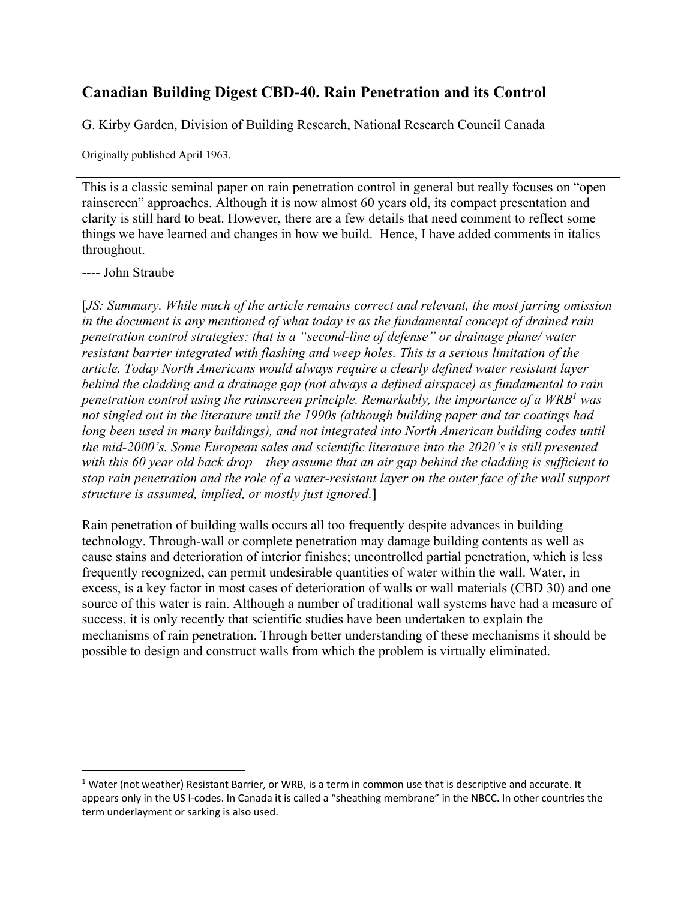## Canadian Building Digest CBD-40. Rain Penetration and its Control

G. Kirby Garden, Division of Building Research, National Research Council Canada

Originally published April 1963.

> This is a classic seminal paper on rain penetration control in general but really focuses on "open rainscreen" approaches. Although it is now almost 60 years old, its compact presentation and clarity is still hard to beat. However, there are a few details that need comment to reflect some things we have learned and changes in how we build. Hence, I have added comments in italics throughout.
>
> ---- John Straube

[*JS: Summary. While much of the article remains correct and relevant, the most jarring omission in the document is any mentioned of what today is as the fundamental concept of drained rain penetration control strategies: that is a "second-line of defense" or drainage plane/ water resistant barrier integrated with flashing and weep holes. This is a serious limitation of the article. Today North Americans would always require a clearly defined water resistant layer behind the cladding and a drainage gap (not always a defined airspace) as fundamental to rain penetration control using the rainscreen principle. Remarkably, the importance of a WRB*[1] *was not singled out in the literature until the 1990s (although building paper and tar coatings had long been used in many buildings), and not integrated into North American building codes until the mid-2000's. Some European sales and scientific literature into the 2020's is still presented with this 60 year old back drop – they assume that an air gap behind the cladding is sufficient to stop rain penetration and the role of a water-resistant layer on the outer face of the wall support structure is assumed, implied, or mostly just ignored.*]

Rain penetration of building walls occurs all too frequently despite advances in building technology. Through-wall or complete penetration may damage building contents as well as cause stains and deterioration of interior finishes; uncontrolled partial penetration, which is less frequently recognized, can permit undesirable quantities of water within the wall. Water, in excess, is a key factor in most cases of deterioration of walls or wall materials (CBD 30) and one source of this water is rain. Although a number of traditional wall systems have had a measure of success, it is only recently that scientific studies have been undertaken to explain the mechanisms of rain penetration. Through better understanding of these mechanisms it should be possible to design and construct walls from which the problem is virtually eliminated.

---

[1] Water (not weather) Resistant Barrier, or WRB, is a term in common use that is descriptive and accurate. It appears only in the US I-codes. In Canada it is called a "sheathing membrane" in the NBCC. In other countries the term underlayment or sarking is also used.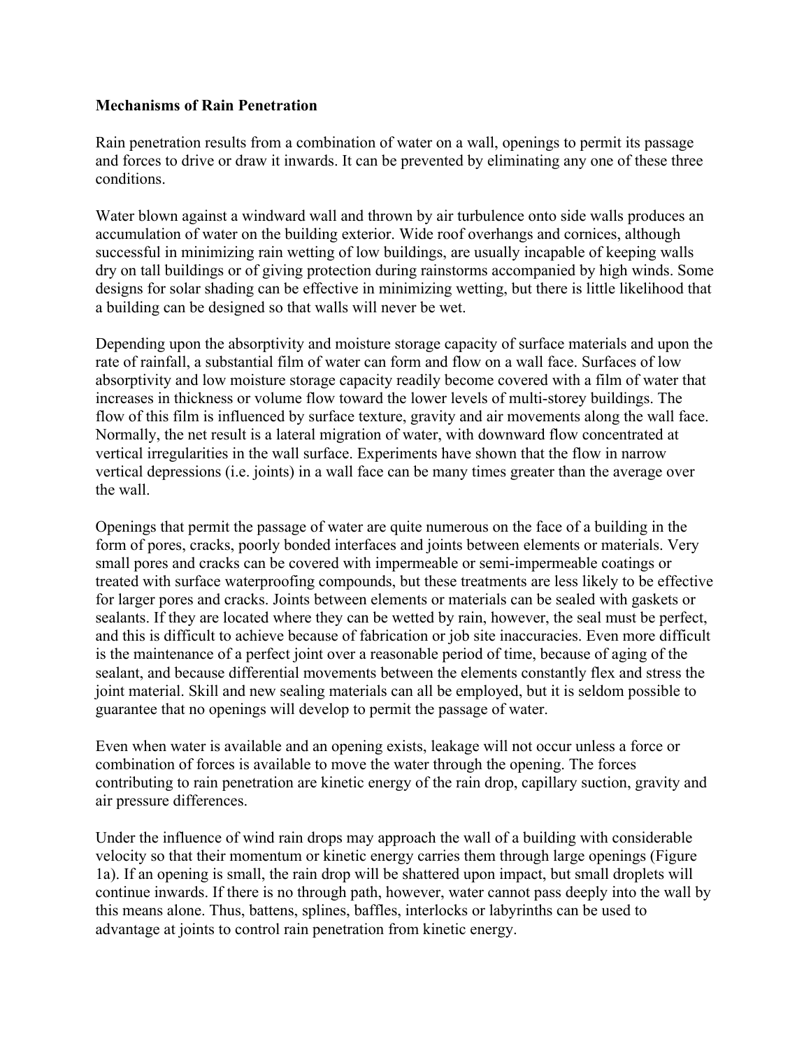## Mechanisms of Rain Penetration

Rain penetration results from a combination of water on a wall, openings to permit its passage and forces to drive or draw it inwards. It can be prevented by eliminating any one of these three conditions.

Water blown against a windward wall and thrown by air turbulence onto side walls produces an accumulation of water on the building exterior. Wide roof overhangs and cornices, although successful in minimizing rain wetting of low buildings, are usually incapable of keeping walls dry on tall buildings or of giving protection during rainstorms accompanied by high winds. Some designs for solar shading can be effective in minimizing wetting, but there is little likelihood that a building can be designed so that walls will never be wet.

Depending upon the absorptivity and moisture storage capacity of surface materials and upon the rate of rainfall, a substantial film of water can form and flow on a wall face. Surfaces of low absorptivity and low moisture storage capacity readily become covered with a film of water that increases in thickness or volume flow toward the lower levels of multi-storey buildings. The flow of this film is influenced by surface texture, gravity and air movements along the wall face. Normally, the net result is a lateral migration of water, with downward flow concentrated at vertical irregularities in the wall surface. Experiments have shown that the flow in narrow vertical depressions (i.e. joints) in a wall face can be many times greater than the average over the wall.

Openings that permit the passage of water are quite numerous on the face of a building in the form of pores, cracks, poorly bonded interfaces and joints between elements or materials. Very small pores and cracks can be covered with impermeable or semi-impermeable coatings or treated with surface waterproofing compounds, but these treatments are less likely to be effective for larger pores and cracks. Joints between elements or materials can be sealed with gaskets or sealants. If they are located where they can be wetted by rain, however, the seal must be perfect, and this is difficult to achieve because of fabrication or job site inaccuracies. Even more difficult is the maintenance of a perfect joint over a reasonable period of time, because of aging of the sealant, and because differential movements between the elements constantly flex and stress the joint material. Skill and new sealing materials can all be employed, but it is seldom possible to guarantee that no openings will develop to permit the passage of water.

Even when water is available and an opening exists, leakage will not occur unless a force or combination of forces is available to move the water through the opening. The forces contributing to rain penetration are kinetic energy of the rain drop, capillary suction, gravity and air pressure differences.

Under the influence of wind rain drops may approach the wall of a building with considerable velocity so that their momentum or kinetic energy carries them through large openings (Figure 1a). If an opening is small, the rain drop will be shattered upon impact, but small droplets will continue inwards. If there is no through path, however, water cannot pass deeply into the wall by this means alone. Thus, battens, splines, baffles, interlocks or labyrinths can be used to advantage at joints to control rain penetration from kinetic energy.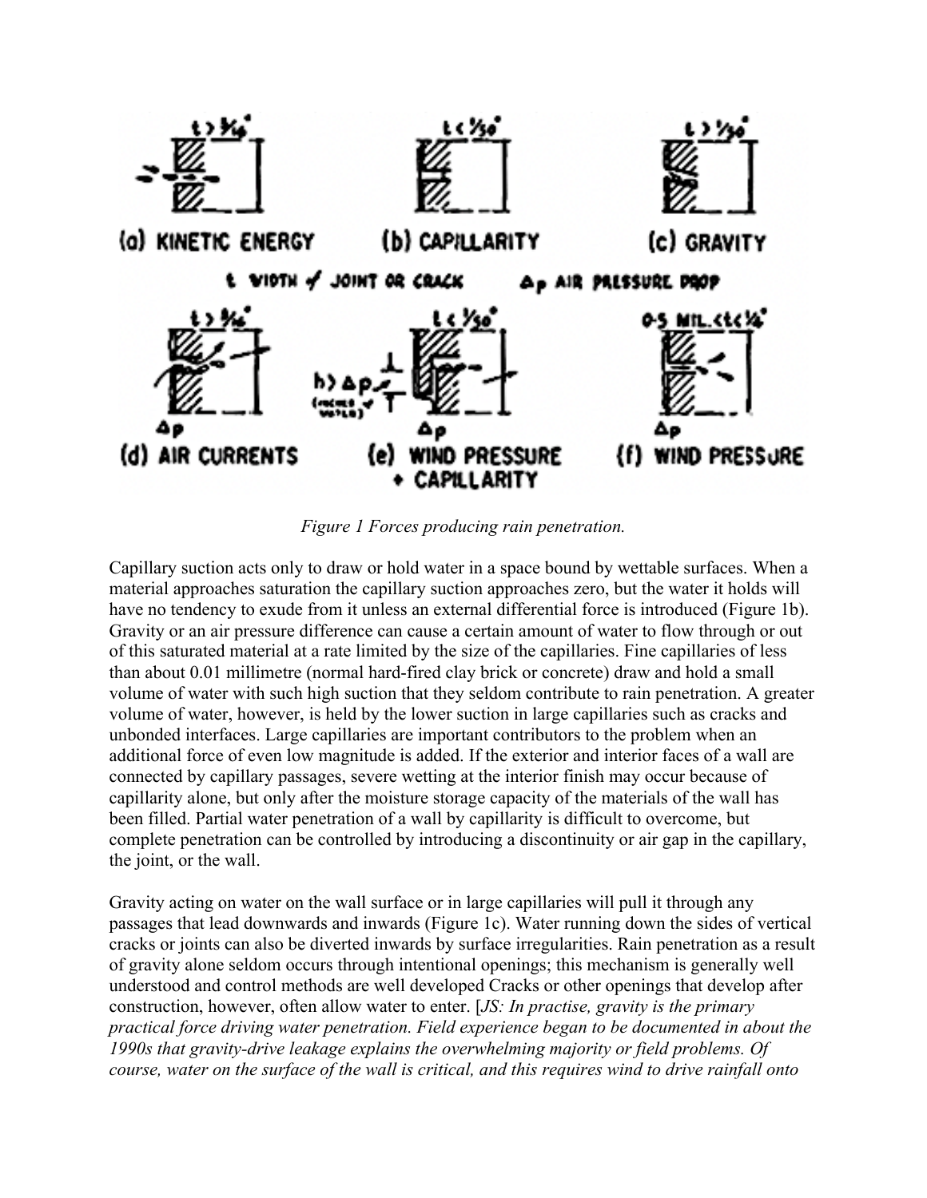Figure 1 Forces producing rain penetration.

Capillary suction acts only to draw or hold water in a space bound by wettable surfaces. When a material approaches saturation the capillary suction approaches zero, but the water it holds will have no tendency to exude from it unless an external differential force is introduced (Figure 1b). Gravity or an air pressure difference can cause a certain amount of water to flow through or out of this saturated material at a rate limited by the size of the capillaries. Fine capillaries of less than about 0.01 millimetre (normal hard-fired clay brick or concrete) draw and hold a small volume of water with such high suction that they seldom contribute to rain penetration. A greater volume of water, however, is held by the lower suction in large capillaries such as cracks and unbonded interfaces. Large capillaries are important contributors to the problem when an additional force of even low magnitude is added. If the exterior and interior faces of a wall are connected by capillary passages, severe wetting at the interior finish may occur because of capillarity alone, but only after the moisture storage capacity of the materials of the wall has been filled. Partial water penetration of a wall by capillarity is difficult to overcome, but complete penetration can be controlled by introducing a discontinuity or air gap in the capillary, the joint, or the wall.

Gravity acting on water on the wall surface or in large capillaries will pull it through any passages that lead downwards and inwards (Figure 1c). Water running down the sides of vertical cracks or joints can also be diverted inwards by surface irregularities. Rain penetration as a result of gravity alone seldom occurs through intentional openings; this mechanism is generally well understood and control methods are well developed Cracks or other openings that develop after construction, however, often allow water to enter. [*JS: In practise, gravity is the primary practical force driving water penetration. Field experience began to be documented in about the 1990s that gravity-drive leakage explains the overwhelming majority or field problems. Of course, water on the surface of the wall is critical, and this requires wind to drive rainfall onto*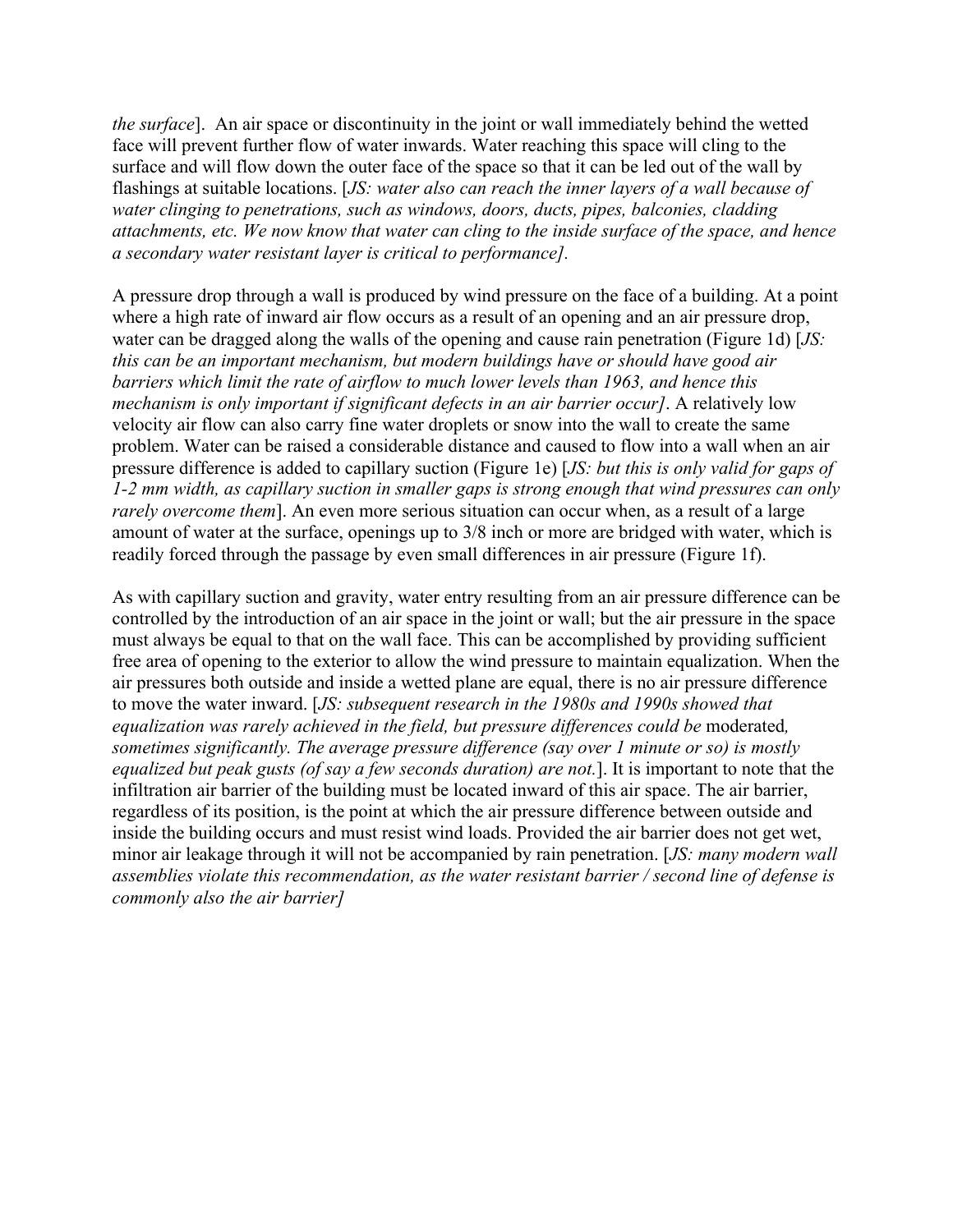*the surface*]. An air space or discontinuity in the joint or wall immediately behind the wetted face will prevent further flow of water inwards. Water reaching this space will cling to the surface and will flow down the outer face of the space so that it can be led out of the wall by flashings at suitable locations. [*JS: water also can reach the inner layers of a wall because of water clinging to penetrations, such as windows, doors, ducts, pipes, balconies, cladding attachments, etc. We now know that water can cling to the inside surface of the space, and hence a secondary water resistant layer is critical to performance]*.

A pressure drop through a wall is produced by wind pressure on the face of a building. At a point where a high rate of inward air flow occurs as a result of an opening and an air pressure drop, water can be dragged along the walls of the opening and cause rain penetration (Figure 1d) [*JS: this can be an important mechanism, but modern buildings have or should have good air barriers which limit the rate of airflow to much lower levels than 1963, and hence this mechanism is only important if significant defects in an air barrier occur]*. A relatively low velocity air flow can also carry fine water droplets or snow into the wall to create the same problem. Water can be raised a considerable distance and caused to flow into a wall when an air pressure difference is added to capillary suction (Figure 1e) [*JS: but this is only valid for gaps of 1-2 mm width, as capillary suction in smaller gaps is strong enough that wind pressures can only rarely overcome them*]. An even more serious situation can occur when, as a result of a large amount of water at the surface, openings up to 3/8 inch or more are bridged with water, which is readily forced through the passage by even small differences in air pressure (Figure 1f).

As with capillary suction and gravity, water entry resulting from an air pressure difference can be controlled by the introduction of an air space in the joint or wall; but the air pressure in the space must always be equal to that on the wall face. This can be accomplished by providing sufficient free area of opening to the exterior to allow the wind pressure to maintain equalization. When the air pressures both outside and inside a wetted plane are equal, there is no air pressure difference to move the water inward. [*JS: subsequent research in the 1980s and 1990s showed that equalization was rarely achieved in the field, but pressure differences could be* moderated*, sometimes significantly. The average pressure difference (say over 1 minute or so) is mostly equalized but peak gusts (of say a few seconds duration) are not.*]. It is important to note that the infiltration air barrier of the building must be located inward of this air space. The air barrier, regardless of its position, is the point at which the air pressure difference between outside and inside the building occurs and must resist wind loads. Provided the air barrier does not get wet, minor air leakage through it will not be accompanied by rain penetration. [*JS: many modern wall assemblies violate this recommendation, as the water resistant barrier / second line of defense is commonly also the air barrier]*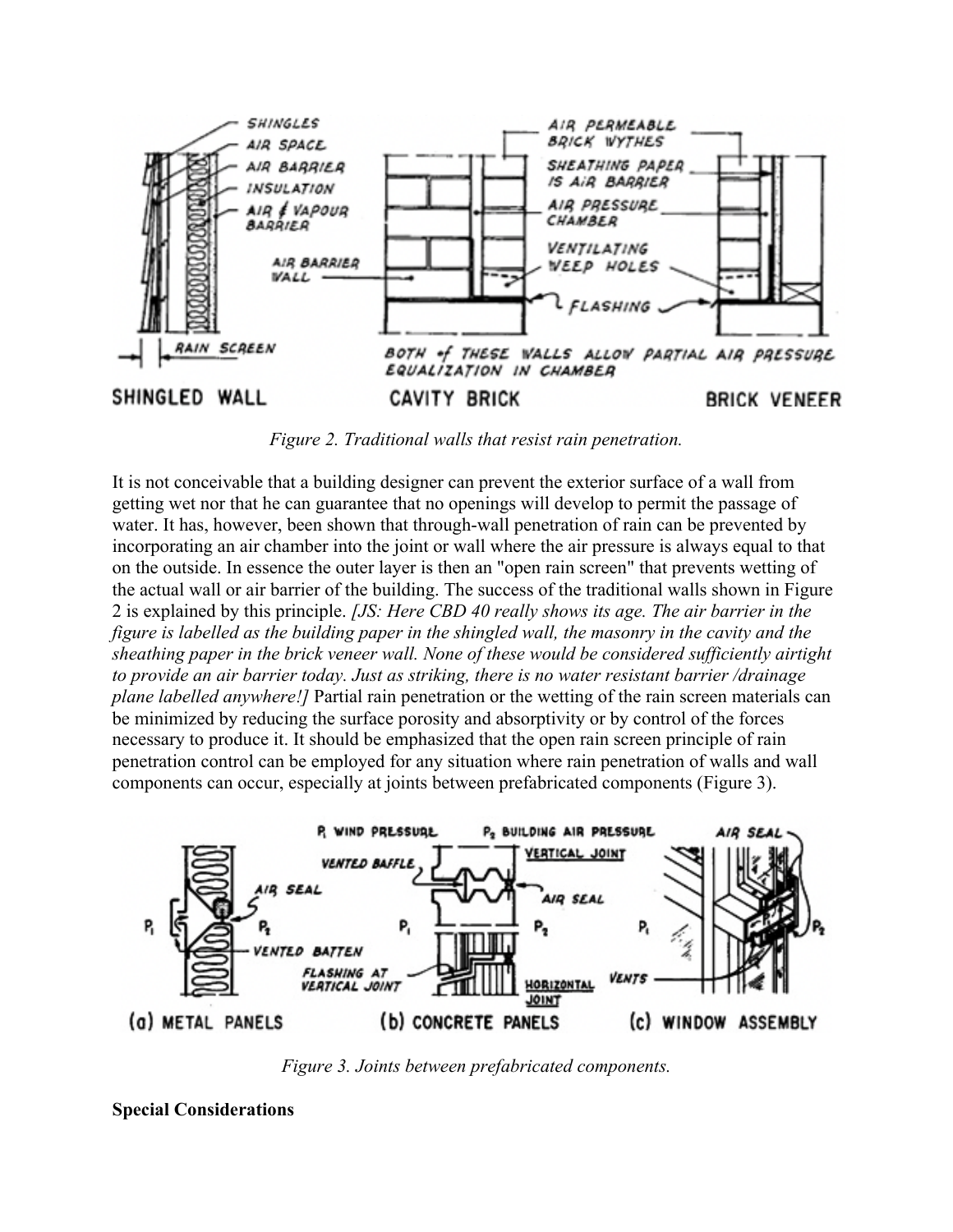*Figure 2. Traditional walls that resist rain penetration.*

It is not conceivable that a building designer can prevent the exterior surface of a wall from getting wet nor that he can guarantee that no openings will develop to permit the passage of water. It has, however, been shown that through-wall penetration of rain can be prevented by incorporating an air chamber into the joint or wall where the air pressure is always equal to that on the outside. In essence the outer layer is then an "open rain screen" that prevents wetting of the actual wall or air barrier of the building. The success of the traditional walls shown in Figure 2 is explained by this principle. *[JS: Here CBD 40 really shows its age. The air barrier in the figure is labelled as the building paper in the shingled wall, the masonry in the cavity and the sheathing paper in the brick veneer wall. None of these would be considered sufficiently airtight to provide an air barrier today. Just as striking, there is no water resistant barrier /drainage plane labelled anywhere!]* Partial rain penetration or the wetting of the rain screen materials can be minimized by reducing the surface porosity and absorptivity or by control of the forces necessary to produce it. It should be emphasized that the open rain screen principle of rain penetration control can be employed for any situation where rain penetration of walls and wall components can occur, especially at joints between prefabricated components (Figure 3).

*Figure 3. Joints between prefabricated components.*

**Special Considerations**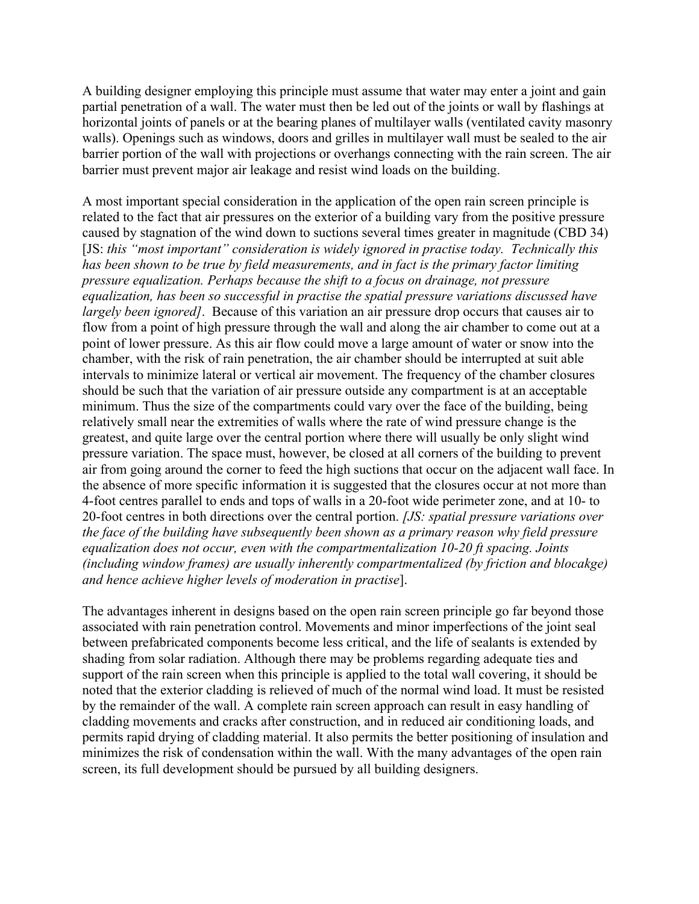A building designer employing this principle must assume that water may enter a joint and gain partial penetration of a wall. The water must then be led out of the joints or wall by flashings at horizontal joints of panels or at the bearing planes of multilayer walls (ventilated cavity masonry walls). Openings such as windows, doors and grilles in multilayer wall must be sealed to the air barrier portion of the wall with projections or overhangs connecting with the rain screen. The air barrier must prevent major air leakage and resist wind loads on the building.

A most important special consideration in the application of the open rain screen principle is related to the fact that air pressures on the exterior of a building vary from the positive pressure caused by stagnation of the wind down to suctions several times greater in magnitude (CBD 34) [JS: *this "most important" consideration is widely ignored in practise today. Technically this has been shown to be true by field measurements, and in fact is the primary factor limiting pressure equalization. Perhaps because the shift to a focus on drainage, not pressure equalization, has been so successful in practise the spatial pressure variations discussed have largely been ignored]*. Because of this variation an air pressure drop occurs that causes air to flow from a point of high pressure through the wall and along the air chamber to come out at a point of lower pressure. As this air flow could move a large amount of water or snow into the chamber, with the risk of rain penetration, the air chamber should be interrupted at suit able intervals to minimize lateral or vertical air movement. The frequency of the chamber closures should be such that the variation of air pressure outside any compartment is at an acceptable minimum. Thus the size of the compartments could vary over the face of the building, being relatively small near the extremities of walls where the rate of wind pressure change is the greatest, and quite large over the central portion where there will usually be only slight wind pressure variation. The space must, however, be closed at all corners of the building to prevent air from going around the corner to feed the high suctions that occur on the adjacent wall face. In the absence of more specific information it is suggested that the closures occur at not more than 4-foot centres parallel to ends and tops of walls in a 20-foot wide perimeter zone, and at 10- to 20-foot centres in both directions over the central portion. *[JS: spatial pressure variations over the face of the building have subsequently been shown as a primary reason why field pressure equalization does not occur, even with the compartmentalization 10-20 ft spacing. Joints (including window frames) are usually inherently compartmentalized (by friction and blocakge) and hence achieve higher levels of moderation in practise*].

The advantages inherent in designs based on the open rain screen principle go far beyond those associated with rain penetration control. Movements and minor imperfections of the joint seal between prefabricated components become less critical, and the life of sealants is extended by shading from solar radiation. Although there may be problems regarding adequate ties and support of the rain screen when this principle is applied to the total wall covering, it should be noted that the exterior cladding is relieved of much of the normal wind load. It must be resisted by the remainder of the wall. A complete rain screen approach can result in easy handling of cladding movements and cracks after construction, and in reduced air conditioning loads, and permits rapid drying of cladding material. It also permits the better positioning of insulation and minimizes the risk of condensation within the wall. With the many advantages of the open rain screen, its full development should be pursued by all building designers.